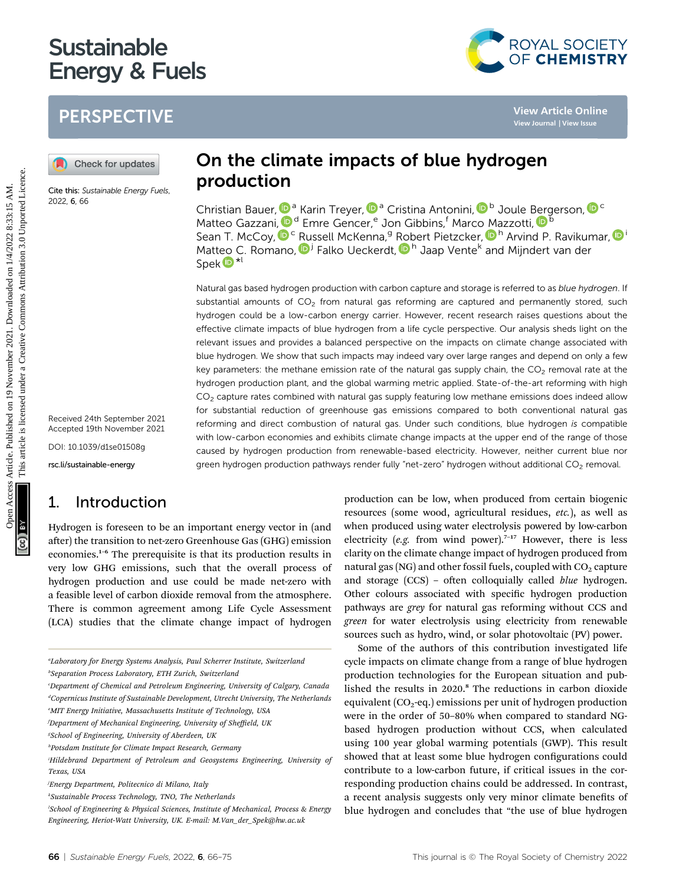# On the climate impacts of blue hydrogen production

Christian Bauer,[a] Karin Treyer,[a] Cristina Antonini,[b] Joule Bergerson,[c] Matteo Gazzani,[d] Emre Gencer,[e] Jon Gibbins,[f] Marco Mazzotti,[b] Sean T. McCoy,[c] Russell McKenna,[g] Robert Pietzcker,[h] Arvind P. Ravikumar,[i] Matteo C. Romano,[j] Falko Ueckerdt,[h] Jaap Vente[k] and Mijndert van der Spek*[l]

Cite this: *Sustainable Energy Fuels*, 2022, 6, 66

Received 24th September 2021
Accepted 19th November 2021

DOI: 10.1039/d1se01508g

rsc.li/sustainable-energy

Natural gas based hydrogen production with carbon capture and storage is referred to as *blue hydrogen*. If substantial amounts of $CO_2$ from natural gas reforming are captured and permanently stored, such hydrogen could be a low-carbon energy carrier. However, recent research raises questions about the effective climate impacts of blue hydrogen from a life cycle perspective. Our analysis sheds light on the relevant issues and provides a balanced perspective on the impacts on climate change associated with blue hydrogen. We show that such impacts may indeed vary over large ranges and depend on only a few key parameters: the methane emission rate of the natural gas supply chain, the $CO_2$ removal rate at the hydrogen production plant, and the global warming metric applied. State-of-the-art reforming with high $CO_2$ capture rates combined with natural gas supply featuring low methane emissions does indeed allow for substantial reduction of greenhouse gas emissions compared to both conventional natural gas reforming and direct combustion of natural gas. Under such conditions, blue hydrogen *is* compatible with low-carbon economies and exhibits climate change impacts at the upper end of the range of those caused by hydrogen production from renewable-based electricity. However, neither current blue nor green hydrogen production pathways render fully "net-zero" hydrogen without additional $CO_2$ removal.

## 1. Introduction

Hydrogen is foreseen to be an important energy vector in (and after) the transition to net-zero Greenhouse Gas (GHG) emission economies.[1–6] The prerequisite is that its production results in very low GHG emissions, such that the overall process of hydrogen production and use could be made net-zero with a feasible level of carbon dioxide removal from the atmosphere. There is common agreement among Life Cycle Assessment (LCA) studies that the climate change impact of hydrogen production can be low, when produced from certain biogenic resources (some wood, agricultural residues, *etc.*), as well as when produced using water electrolysis powered by low-carbon electricity (*e.g.* from wind power).[7–17] However, there is less clarity on the climate change impact of hydrogen produced from natural gas (NG) and other fossil fuels, coupled with $CO_2$ capture and storage (CCS) – often colloquially called *blue* hydrogen. Other colours associated with specific hydrogen production pathways are *grey* for natural gas reforming without CCS and *green* for water electrolysis using electricity from renewable sources such as hydro, wind, or solar photovoltaic (PV) power.

Some of the authors of this contribution investigated life cycle impacts on climate change from a range of blue hydrogen production technologies for the European situation and published the results in 2020.[8] The reductions in carbon dioxide equivalent ($CO_2$-eq.) emissions per unit of hydrogen production were in the order of 50–80% when compared to standard NG-based hydrogen production without CCS, when calculated using 100 year global warming potentials (GWP). This result showed that at least some blue hydrogen configurations could contribute to a low-carbon future, if critical issues in the corresponding production chains could be addressed. In contrast, a recent analysis suggests only very minor climate benefits of blue hydrogen and concludes that "the use of blue hydrogen

[a] Laboratory for Energy Systems Analysis, Paul Scherrer Institute, Switzerland
[b] Separation Process Laboratory, ETH Zurich, Switzerland
[c] Department of Chemical and Petroleum Engineering, University of Calgary, Canada
[d] Copernicus Institute of Sustainable Development, Utrecht University, The Netherlands
[e] MIT Energy Initiative, Massachusetts Institute of Technology, USA
[f] Department of Mechanical Engineering, University of Sheffield, UK
[g] School of Engineering, University of Aberdeen, UK
[h] Potsdam Institute for Climate Impact Research, Germany
[i] Hildebrand Department of Petroleum and Geosystems Engineering, University of Texas, USA
[j] Energy Department, Politecnico di Milano, Italy
[k] Sustainable Process Technology, TNO, The Netherlands
[l] School of Engineering & Physical Sciences, Institute of Mechanical, Process & Energy Engineering, Heriot-Watt University, UK. E-mail: M.Van_der_Spek@hw.ac.uk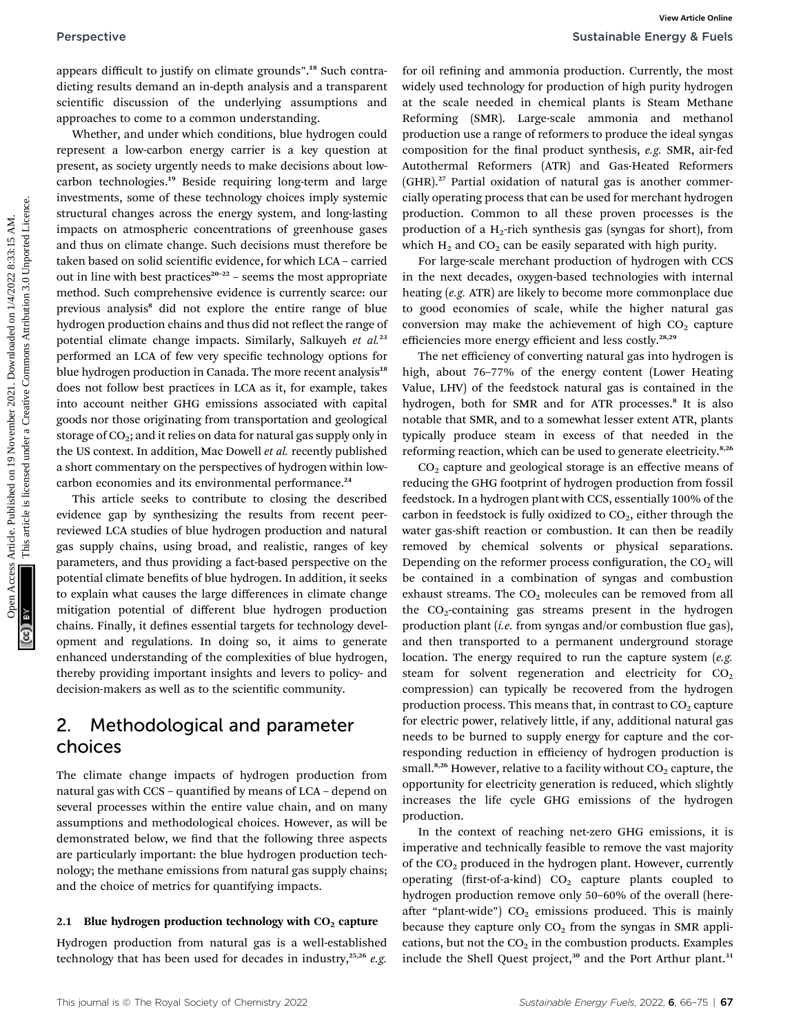appears difficult to justify on climate grounds".[18] Such contradicting results demand an in-depth analysis and a transparent scientific discussion of the underlying assumptions and approaches to come to a common understanding.

Whether, and under which conditions, blue hydrogen could represent a low-carbon energy carrier is a key question at present, as society urgently needs to make decisions about low-carbon technologies.[19] Beside requiring long-term and large investments, some of these technology choices imply systemic structural changes across the energy system, and long-lasting impacts on atmospheric concentrations of greenhouse gases and thus on climate change. Such decisions must therefore be taken based on solid scientific evidence, for which LCA – carried out in line with best practices[20–22] – seems the most appropriate method. Such comprehensive evidence is currently scarce: our previous analysis[8] did not explore the entire range of blue hydrogen production chains and thus did not reflect the range of potential climate change impacts. Similarly, Salkuyeh *et al.*[23] performed an LCA of few very specific technology options for blue hydrogen production in Canada. The more recent analysis[18] does not follow best practices in LCA as it, for example, takes into account neither GHG emissions associated with capital goods nor those originating from transportation and geological storage of $CO_2$; and it relies on data for natural gas supply only in the US context. In addition, Mac Dowell *et al.* recently published a short commentary on the perspectives of hydrogen within low-carbon economies and its environmental performance.[24]

This article seeks to contribute to closing the described evidence gap by synthesizing the results from recent peer-reviewed LCA studies of blue hydrogen production and natural gas supply chains, using broad, and realistic, ranges of key parameters, and thus providing a fact-based perspective on the potential climate benefits of blue hydrogen. In addition, it seeks to explain what causes the large differences in climate change mitigation potential of different blue hydrogen production chains. Finally, it defines essential targets for technology development and regulations. In doing so, it aims to generate enhanced understanding of the complexities of blue hydrogen, thereby providing important insights and levers to policy- and decision-makers as well as to the scientific community.

## 2. Methodological and parameter choices

The climate change impacts of hydrogen production from natural gas with CCS – quantified by means of LCA – depend on several processes within the entire value chain, and on many assumptions and methodological choices. However, as will be demonstrated below, we find that the following three aspects are particularly important: the blue hydrogen production technology; the methane emissions from natural gas supply chains; and the choice of metrics for quantifying impacts.

### 2.1 Blue hydrogen production technology with $CO_2$ capture

Hydrogen production from natural gas is a well-established technology that has been used for decades in industry,[25,26] *e.g.* for oil refining and ammonia production. Currently, the most widely used technology for production of high purity hydrogen at the scale needed in chemical plants is Steam Methane Reforming (SMR). Large-scale ammonia and methanol production use a range of reformers to produce the ideal syngas composition for the final product synthesis, *e.g.* SMR, air-fed Autothermal Reformers (ATR) and Gas-Heated Reformers (GHR).[27] Partial oxidation of natural gas is another commercially operating process that can be used for merchant hydrogen production. Common to all these proven processes is the production of a $H_2$-rich synthesis gas (syngas for short), from which $H_2$ and $CO_2$ can be easily separated with high purity.

For large-scale merchant production of hydrogen with CCS in the next decades, oxygen-based technologies with internal heating (*e.g.* ATR) are likely to become more commonplace due to good economies of scale, while the higher natural gas conversion may make the achievement of high $CO_2$ capture efficiencies more energy efficient and less costly.[28,29]

The net efficiency of converting natural gas into hydrogen is high, about 76–77% of the energy content (Lower Heating Value, LHV) of the feedstock natural gas is contained in the hydrogen, both for SMR and for ATR processes.[8] It is also notable that SMR, and to a somewhat lesser extent ATR, plants typically produce steam in excess of that needed in the reforming reaction, which can be used to generate electricity.[8,26]

$CO_2$ capture and geological storage is an effective means of reducing the GHG footprint of hydrogen production from fossil feedstock. In a hydrogen plant with CCS, essentially 100% of the carbon in feedstock is fully oxidized to $CO_2$, either through the water gas-shift reaction or combustion. It can then be readily removed by chemical solvents or physical separations. Depending on the reformer process configuration, the $CO_2$ will be contained in a combination of syngas and combustion exhaust streams. The $CO_2$ molecules can be removed from all the $CO_2$-containing gas streams present in the hydrogen production plant (*i.e.* from syngas and/or combustion flue gas), and then transported to a permanent underground storage location. The energy required to run the capture system (*e.g.* steam for solvent regeneration and electricity for $CO_2$ compression) can typically be recovered from the hydrogen production process. This means that, in contrast to $CO_2$ capture for electric power, relatively little, if any, additional natural gas needs to be burned to supply energy for capture and the corresponding reduction in efficiency of hydrogen production is small.[8,26] However, relative to a facility without $CO_2$ capture, the opportunity for electricity generation is reduced, which slightly increases the life cycle GHG emissions of the hydrogen production.

In the context of reaching net-zero GHG emissions, it is imperative and technically feasible to remove the vast majority of the $CO_2$ produced in the hydrogen plant. However, currently operating (first-of-a-kind) $CO_2$ capture plants coupled to hydrogen production remove only 50–60% of the overall (hereafter "plant-wide") $CO_2$ emissions produced. This is mainly because they capture only $CO_2$ from the syngas in SMR applications, but not the $CO_2$ in the combustion products. Examples include the Shell Quest project,[30] and the Port Arthur plant.[31]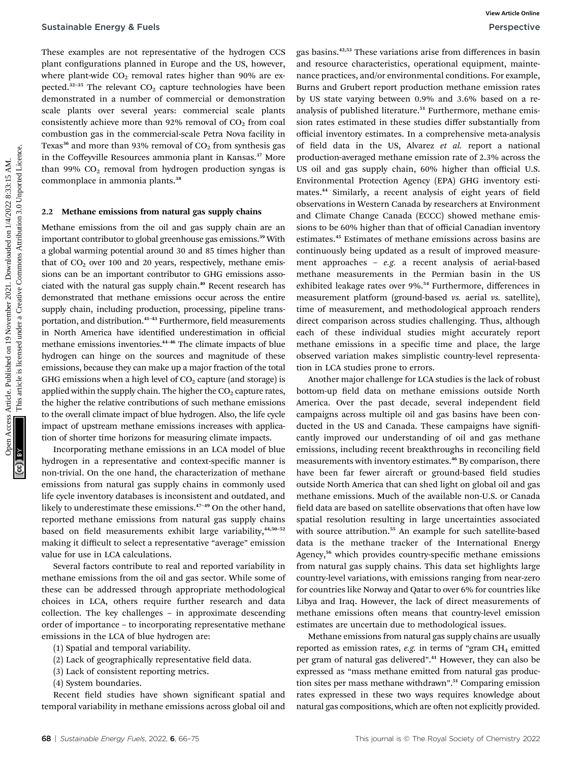These examples are not representative of the hydrogen CCS plant configurations planned in Europe and the US, however, where plant-wide $CO_2$ removal rates higher than 90% are expected.[32–35] The relevant $CO_2$ capture technologies have been demonstrated in a number of commercial or demonstration scale plants over several years: commercial scale plants consistently achieve more than 92% removal of $CO_2$ from coal combustion gas in the commercial-scale Petra Nova facility in Texas[36] and more than 93% removal of $CO_2$ from synthesis gas in the Coffeyville Resources ammonia plant in Kansas.[37] More than 99% $CO_2$ removal from hydrogen production syngas is commonplace in ammonia plants.[38]

## 2.2 Methane emissions from natural gas supply chains

Methane emissions from the oil and gas supply chain are an important contributor to global greenhouse gas emissions.[39] With a global warming potential around 30 and 85 times higher than that of $CO_2$ over 100 and 20 years, respectively, methane emissions can be an important contributor to GHG emissions associated with the natural gas supply chain.[40] Recent research has demonstrated that methane emissions occur across the entire supply chain, including production, processing, pipeline transportation, and distribution.[41–43] Furthermore, field measurements in North America have identified underestimation in official methane emissions inventories.[44–46] The climate impacts of blue hydrogen can hinge on the sources and magnitude of these emissions, because they can make up a major fraction of the total GHG emissions when a high level of $CO_2$ capture (and storage) is applied within the supply chain. The higher the $CO_2$ capture rates, the higher the relative contributions of such methane emissions to the overall climate impact of blue hydrogen. Also, the life cycle impact of upstream methane emissions increases with application of shorter time horizons for measuring climate impacts.

Incorporating methane emissions in an LCA model of blue hydrogen in a representative and context-specific manner is non-trivial. On the one hand, the characterization of methane emissions from natural gas supply chains in commonly used life cycle inventory databases is inconsistent and outdated, and likely to underestimate these emissions.[47–49] On the other hand, reported methane emissions from natural gas supply chains based on field measurements exhibit large variability,[44,50–52] making it difficult to select a representative "average" emission value for use in LCA calculations.

Several factors contribute to real and reported variability in methane emissions from the oil and gas sector. While some of these can be addressed through appropriate methodological choices in LCA, others require further research and data collection. The key challenges – in approximate descending order of importance – to incorporating representative methane emissions in the LCA of blue hydrogen are:

(1) Spatial and temporal variability.

(2) Lack of geographically representative field data.

(3) Lack of consistent reporting metrics.

(4) System boundaries.

Recent field studies have shown significant spatial and temporal variability in methane emissions across global oil and gas basins.[42,53] These variations arise from differences in basin and resource characteristics, operational equipment, maintenance practices, and/or environmental conditions. For example, Burns and Grubert report production methane emission rates by US state varying between 0.9% and 3.6% based on a re-analysis of published literature.[51] Furthermore, methane emission rates estimated in these studies differ substantially from official inventory estimates. In a comprehensive meta-analysis of field data in the US, Alvarez *et al.* report a national production-averaged methane emission rate of 2.3% across the US oil and gas supply chain, 60% higher than official U.S. Environmental Protection Agency (EPA) GHG inventory estimates.[44] Similarly, a recent analysis of eight years of field observations in Western Canada by researchers at Environment and Climate Change Canada (ECCC) showed methane emissions to be 60% higher than that of official Canadian inventory estimates.[45] Estimates of methane emissions across basins are continuously being updated as a result of improved measurement approaches – *e.g.* a recent analysis of aerial-based methane measurements in the Permian basin in the US exhibited leakage rates over 9%.[54] Furthermore, differences in measurement platform (ground-based *vs.* aerial *vs.* satellite), time of measurement, and methodological approach renders direct comparison across studies challenging. Thus, although each of these individual studies might accurately report methane emissions in a specific time and place, the large observed variation makes simplistic country-level representation in LCA studies prone to errors.

Another major challenge for LCA studies is the lack of robust bottom-up field data on methane emissions outside North America. Over the past decade, several independent field campaigns across multiple oil and gas basins have been conducted in the US and Canada. These campaigns have significantly improved our understanding of oil and gas methane emissions, including recent breakthroughs in reconciling field measurements with inventory estimates.[46] By comparison, there have been far fewer aircraft or ground-based field studies outside North America that can shed light on global oil and gas methane emissions. Much of the available non-U.S. or Canada field data are based on satellite observations that often have low spatial resolution resulting in large uncertainties associated with source attribution.[55] An example for such satellite-based data is the methane tracker of the International Energy Agency,[56] which provides country-specific methane emissions from natural gas supply chains. This data set highlights large country-level variations, with emissions ranging from near-zero for countries like Norway and Qatar to over 6% for countries like Libya and Iraq. However, the lack of direct measurements of methane emissions often means that country-level emission estimates are uncertain due to methodological issues.

Methane emissions from natural gas supply chains are usually reported as emission rates, *e.g.* in terms of "gram $CH_4$ emitted per gram of natural gas delivered".[41] However, they can also be expressed as "mass methane emitted from natural gas production sites per mass methane withdrawn".[51] Comparing emission rates expressed in these two ways requires knowledge about natural gas compositions, which are often not explicitly provided.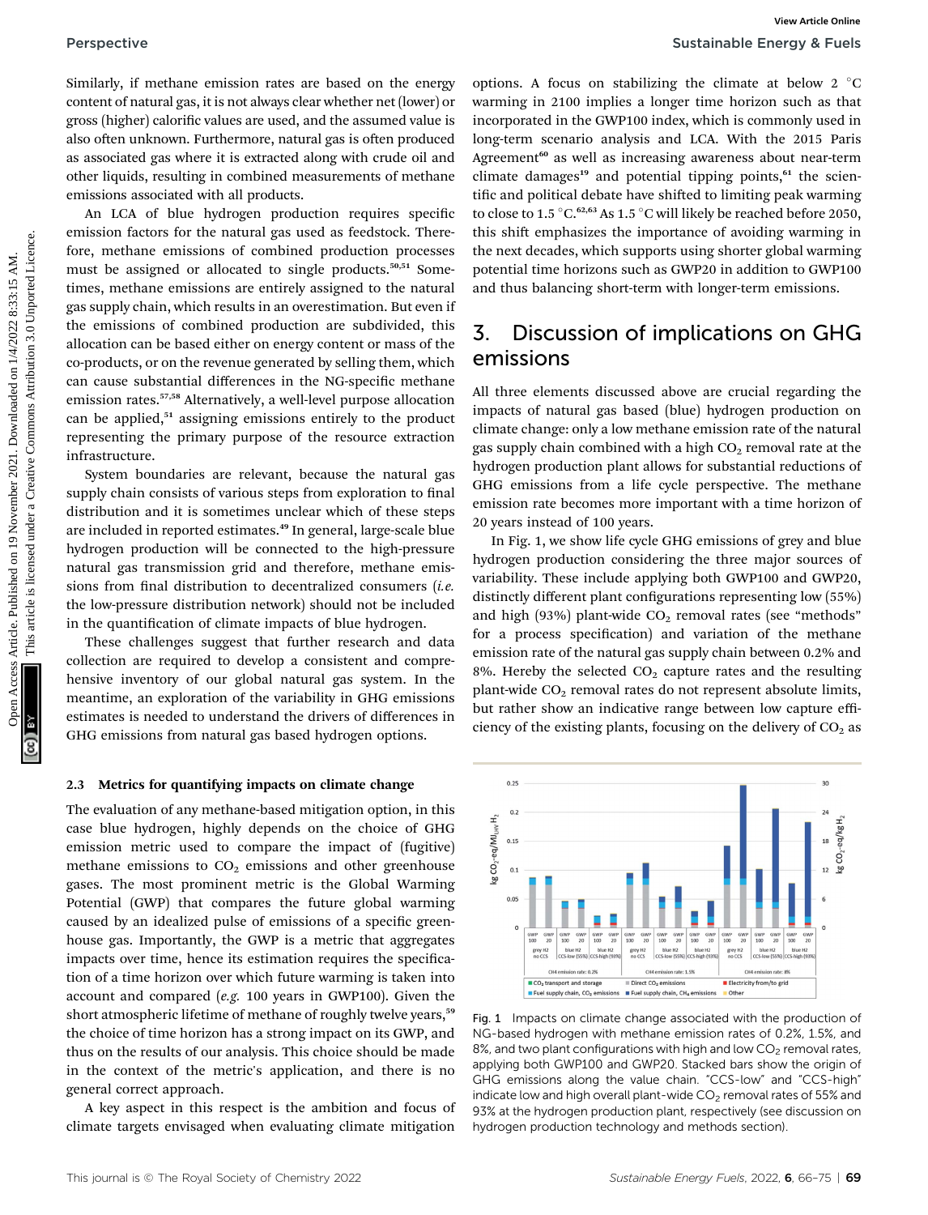Similarly, if methane emission rates are based on the energy content of natural gas, it is not always clear whether net (lower) or gross (higher) calorific values are used, and the assumed value is also often unknown. Furthermore, natural gas is often produced as associated gas where it is extracted along with crude oil and other liquids, resulting in combined measurements of methane emissions associated with all products.

An LCA of blue hydrogen production requires specific emission factors for the natural gas used as feedstock. Therefore, methane emissions of combined production processes must be assigned or allocated to single products.[50,51] Sometimes, methane emissions are entirely assigned to the natural gas supply chain, which results in an overestimation. But even if the emissions of combined production are subdivided, this allocation can be based either on energy content or mass of the co-products, or on the revenue generated by selling them, which can cause substantial differences in the NG-specific methane emission rates.[57,58] Alternatively, a well-level purpose allocation can be applied,[51] assigning emissions entirely to the product representing the primary purpose of the resource extraction infrastructure.

System boundaries are relevant, because the natural gas supply chain consists of various steps from exploration to final distribution and it is sometimes unclear which of these steps are included in reported estimates.[49] In general, large-scale blue hydrogen production will be connected to the high-pressure natural gas transmission grid and therefore, methane emissions from final distribution to decentralized consumers (*i.e.* the low-pressure distribution network) should not be included in the quantification of climate impacts of blue hydrogen.

These challenges suggest that further research and data collection are required to develop a consistent and comprehensive inventory of our global natural gas system. In the meantime, an exploration of the variability in GHG emissions estimates is needed to understand the drivers of differences in GHG emissions from natural gas based hydrogen options.

### 2.3 Metrics for quantifying impacts on climate change

The evaluation of any methane-based mitigation option, in this case blue hydrogen, highly depends on the choice of GHG emission metric used to compare the impact of (fugitive) methane emissions to $CO_2$ emissions and other greenhouse gases. The most prominent metric is the Global Warming Potential (GWP) that compares the future global warming caused by an idealized pulse of emissions of a specific greenhouse gas. Importantly, the GWP is a metric that aggregates impacts over time, hence its estimation requires the specification of a time horizon over which future warming is taken into account and compared (*e.g.* 100 years in GWP100). Given the short atmospheric lifetime of methane of roughly twelve years,[59] the choice of time horizon has a strong impact on its GWP, and thus on the results of our analysis. This choice should be made in the context of the metric's application, and there is no general correct approach.

A key aspect in this respect is the ambition and focus of climate targets envisaged when evaluating climate mitigation options. A focus on stabilizing the climate at below 2 °C warming in 2100 implies a longer time horizon such as that incorporated in the GWP100 index, which is commonly used in long-term scenario analysis and LCA. With the 2015 Paris Agreement[60] as well as increasing awareness about near-term climate damages[19] and potential tipping points,[61] the scientific and political debate have shifted to limiting peak warming to close to 1.5 °C.[62,63] As 1.5 °C will likely be reached before 2050, this shift emphasizes the importance of avoiding warming in the next decades, which supports using shorter global warming potential time horizons such as GWP20 in addition to GWP100 and thus balancing short-term with longer-term emissions.

## 3. Discussion of implications on GHG emissions

All three elements discussed above are crucial regarding the impacts of natural gas based (blue) hydrogen production on climate change: only a low methane emission rate of the natural gas supply chain combined with a high $CO_2$ removal rate at the hydrogen production plant allows for substantial reductions of GHG emissions from a life cycle perspective. The methane emission rate becomes more important with a time horizon of 20 years instead of 100 years.

In Fig. 1, we show life cycle GHG emissions of grey and blue hydrogen production considering the three major sources of variability. These include applying both GWP100 and GWP20, distinctly different plant configurations representing low (55%) and high (93%) plant-wide $CO_2$ removal rates (see "methods" for a process specification) and variation of the methane emission rate of the natural gas supply chain between 0.2% and 8%. Hereby the selected $CO_2$ capture rates and the resulting plant-wide $CO_2$ removal rates do not represent absolute limits, but rather show an indicative range between low capture efficiency of the existing plants, focusing on the delivery of $CO_2$ as

Fig. 1 Impacts on climate change associated with the production of NG-based hydrogen with methane emission rates of 0.2%, 1.5%, and 8%, and two plant configurations with high and low $CO_2$ removal rates, applying both GWP100 and GWP20. Stacked bars show the origin of GHG emissions along the value chain. "CCS-low" and "CCS-high" indicate low and high overall plant-wide $CO_2$ removal rates of 55% and 93% at the hydrogen production plant, respectively (see discussion on hydrogen production technology and methods section).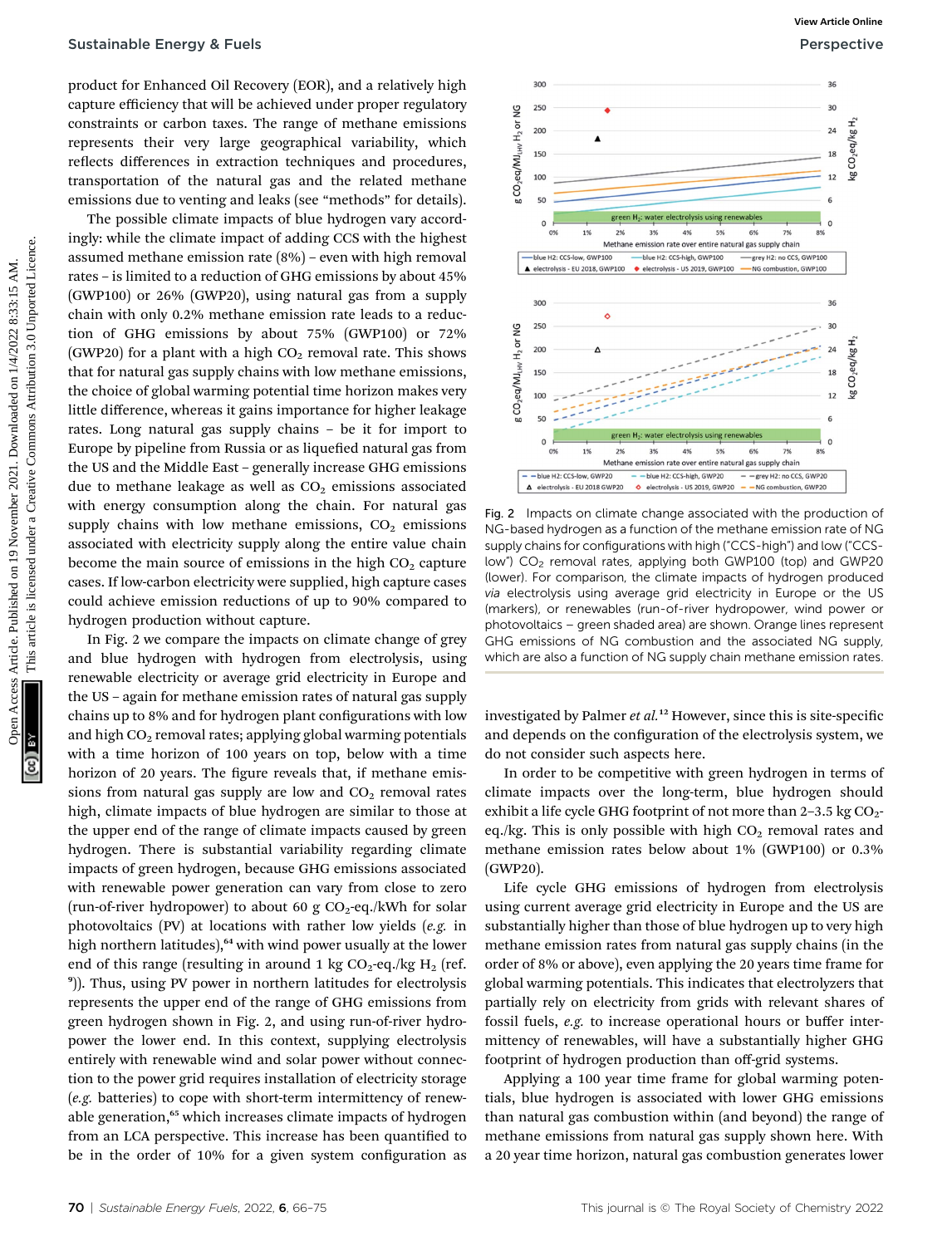product for Enhanced Oil Recovery (EOR), and a relatively high capture efficiency that will be achieved under proper regulatory constraints or carbon taxes. The range of methane emissions represents their very large geographical variability, which reflects differences in extraction techniques and procedures, transportation of the natural gas and the related methane emissions due to venting and leaks (see "methods" for details).

The possible climate impacts of blue hydrogen vary accordingly: while the climate impact of adding CCS with the highest assumed methane emission rate (8%) – even with high removal rates – is limited to a reduction of GHG emissions by about 45% (GWP100) or 26% (GWP20), using natural gas from a supply chain with only 0.2% methane emission rate leads to a reduction of GHG emissions by about 75% (GWP100) or 72% (GWP20) for a plant with a high $CO_2$ removal rate. This shows that for natural gas supply chains with low methane emissions, the choice of global warming potential time horizon makes very little difference, whereas it gains importance for higher leakage rates. Long natural gas supply chains – be it for import to Europe by pipeline from Russia or as liquefied natural gas from the US and the Middle East – generally increase GHG emissions due to methane leakage as well as $CO_2$ emissions associated with energy consumption along the chain. For natural gas supply chains with low methane emissions, $CO_2$ emissions associated with electricity supply along the entire value chain become the main source of emissions in the high $CO_2$ capture cases. If low-carbon electricity were supplied, high capture cases could achieve emission reductions of up to 90% compared to hydrogen production without capture.

In Fig. 2 we compare the impacts on climate change of grey and blue hydrogen with hydrogen from electrolysis, using renewable electricity or average grid electricity in Europe and the US – again for methane emission rates of natural gas supply chains up to 8% and for hydrogen plant configurations with low and high $CO_2$ removal rates; applying global warming potentials with a time horizon of 100 years on top, below with a time horizon of 20 years. The figure reveals that, if methane emissions from natural gas supply are low and $CO_2$ removal rates high, climate impacts of blue hydrogen are similar to those at the upper end of the range of climate impacts caused by green hydrogen. There is substantial variability regarding climate impacts of green hydrogen, because GHG emissions associated with renewable power generation can vary from close to zero (run-of-river hydropower) to about 60 g $CO_2$-eq./kWh for solar photovoltaics (PV) at locations with rather low yields (*e.g.* in high northern latitudes),[64] with wind power usually at the lower end of this range (resulting in around 1 kg $CO_2$-eq./kg $H_2$ (ref. [9])). Thus, using PV power in northern latitudes for electrolysis represents the upper end of the range of GHG emissions from green hydrogen shown in Fig. 2, and using run-of-river hydropower the lower end. In this context, supplying electrolysis entirely with renewable wind and solar power without connection to the power grid requires installation of electricity storage (*e.g.* batteries) to cope with short-term intermittency of renewable generation,[65] which increases climate impacts of hydrogen from an LCA perspective. This increase has been quantified to be in the order of 10% for a given system configuration as investigated by Palmer *et al.*[12] However, since this is site-specific and depends on the configuration of the electrolysis system, we do not consider such aspects here.

Fig. 2 Impacts on climate change associated with the production of NG-based hydrogen as a function of the methane emission rate of NG supply chains for configurations with high ("CCS-high") and low ("CCS-low") $CO_2$ removal rates, applying both GWP100 (top) and GWP20 (lower). For comparison, the climate impacts of hydrogen produced *via* electrolysis using average grid electricity in Europe or the US (markers), or renewables (run-of-river hydropower, wind power or photovoltaics – green shaded area) are shown. Orange lines represent GHG emissions of NG combustion and the associated NG supply, which are also a function of NG supply chain methane emission rates.

In order to be competitive with green hydrogen in terms of climate impacts over the long-term, blue hydrogen should exhibit a life cycle GHG footprint of not more than 2–3.5 kg $CO_2$-eq./kg. This is only possible with high $CO_2$ removal rates and methane emission rates below about 1% (GWP100) or 0.3% (GWP20).

Life cycle GHG emissions of hydrogen from electrolysis using current average grid electricity in Europe and the US are substantially higher than those of blue hydrogen up to very high methane emission rates from natural gas supply chains (in the order of 8% or above), even applying the 20 years time frame for global warming potentials. This indicates that electrolyzers that partially rely on electricity from grids with relevant shares of fossil fuels, *e.g.* to increase operational hours or buffer intermittency of renewables, will have a substantially higher GHG footprint of hydrogen production than off-grid systems.

Applying a 100 year time frame for global warming potentials, blue hydrogen is associated with lower GHG emissions than natural gas combustion within (and beyond) the range of methane emissions from natural gas supply shown here. With a 20 year time horizon, natural gas combustion generates lower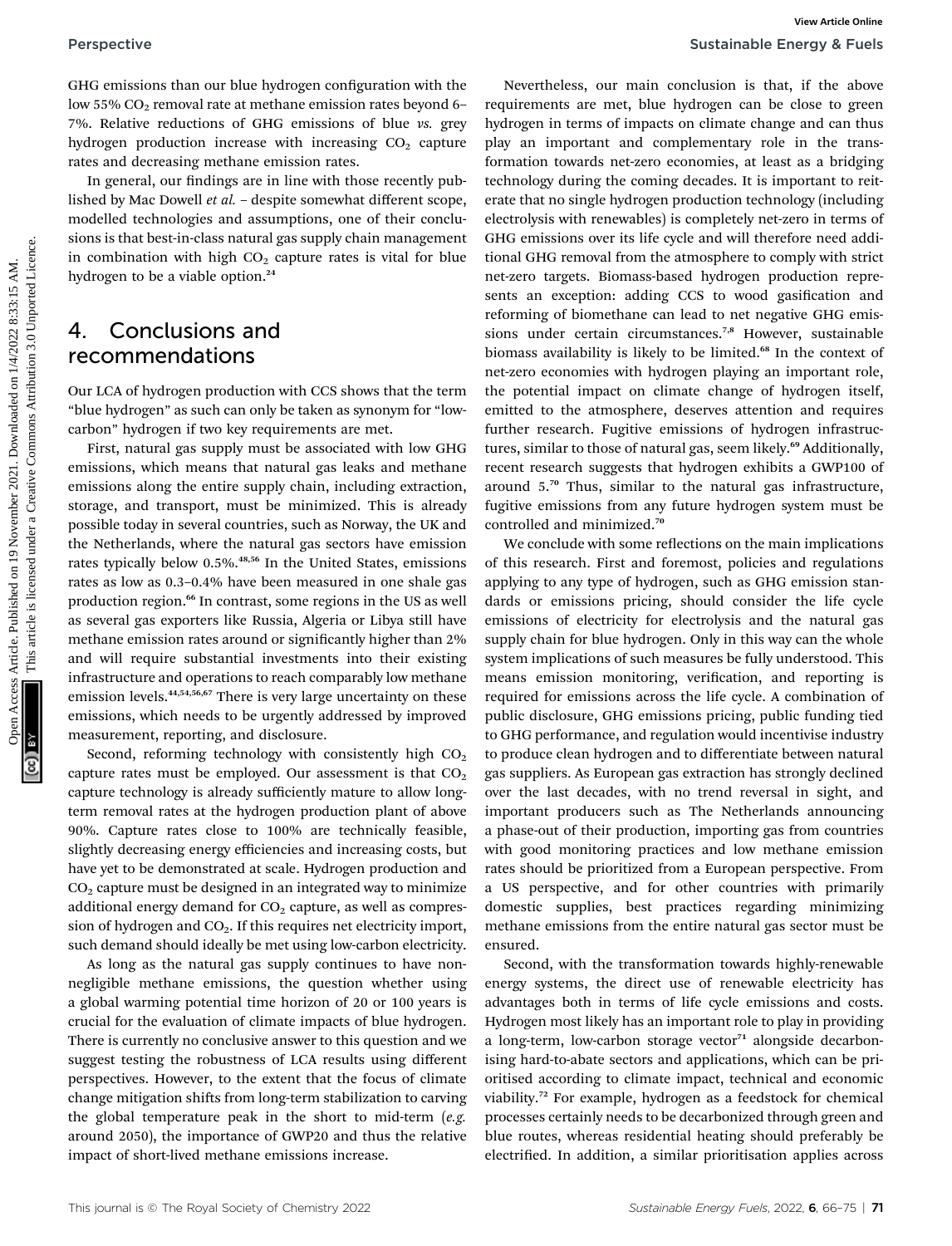GHG emissions than our blue hydrogen configuration with the low 55% $CO_2$ removal rate at methane emission rates beyond 6–7%. Relative reductions of GHG emissions of blue *vs.* grey hydrogen production increase with increasing $CO_2$ capture rates and decreasing methane emission rates.

In general, our findings are in line with those recently published by Mac Dowell *et al.* – despite somewhat different scope, modelled technologies and assumptions, one of their conclusions is that best-in-class natural gas supply chain management in combination with high $CO_2$ capture rates is vital for blue hydrogen to be a viable option.[24]

## 4. Conclusions and recommendations

Our LCA of hydrogen production with CCS shows that the term "blue hydrogen" as such can only be taken as synonym for "low-carbon" hydrogen if two key requirements are met.

First, natural gas supply must be associated with low GHG emissions, which means that natural gas leaks and methane emissions along the entire supply chain, including extraction, storage, and transport, must be minimized. This is already possible today in several countries, such as Norway, the UK and the Netherlands, where the natural gas sectors have emission rates typically below 0.5%.[48,56] In the United States, emissions rates as low as 0.3–0.4% have been measured in one shale gas production region.[66] In contrast, some regions in the US as well as several gas exporters like Russia, Algeria or Libya still have methane emission rates around or significantly higher than 2% and will require substantial investments into their existing infrastructure and operations to reach comparably low methane emission levels.[44,54,56,67] There is very large uncertainty on these emissions, which needs to be urgently addressed by improved measurement, reporting, and disclosure.

Second, reforming technology with consistently high $CO_2$ capture rates must be employed. Our assessment is that $CO_2$ capture technology is already sufficiently mature to allow long-term removal rates at the hydrogen production plant of above 90%. Capture rates close to 100% are technically feasible, slightly decreasing energy efficiencies and increasing costs, but have yet to be demonstrated at scale. Hydrogen production and $CO_2$ capture must be designed in an integrated way to minimize additional energy demand for $CO_2$ capture, as well as compression of hydrogen and $CO_2$. If this requires net electricity import, such demand should ideally be met using low-carbon electricity.

As long as the natural gas supply continues to have non-negligible methane emissions, the question whether using a global warming potential time horizon of 20 or 100 years is crucial for the evaluation of climate impacts of blue hydrogen. There is currently no conclusive answer to this question and we suggest testing the robustness of LCA results using different perspectives. However, to the extent that the focus of climate change mitigation shifts from long-term stabilization to carving the global temperature peak in the short to mid-term (*e.g.* around 2050), the importance of GWP20 and thus the relative impact of short-lived methane emissions increase.

Nevertheless, our main conclusion is that, if the above requirements are met, blue hydrogen can be close to green hydrogen in terms of impacts on climate change and can thus play an important and complementary role in the transformation towards net-zero economies, at least as a bridging technology during the coming decades. It is important to reiterate that no single hydrogen production technology (including electrolysis with renewables) is completely net-zero in terms of GHG emissions over its life cycle and will therefore need additional GHG removal from the atmosphere to comply with strict net-zero targets. Biomass-based hydrogen production represents an exception: adding CCS to wood gasification and reforming of biomethane can lead to net negative GHG emissions under certain circumstances.[7,8] However, sustainable biomass availability is likely to be limited.[68] In the context of net-zero economies with hydrogen playing an important role, the potential impact on climate change of hydrogen itself, emitted to the atmosphere, deserves attention and requires further research. Fugitive emissions of hydrogen infrastructures, similar to those of natural gas, seem likely.[69] Additionally, recent research suggests that hydrogen exhibits a GWP100 of around 5.[70] Thus, similar to the natural gas infrastructure, fugitive emissions from any future hydrogen system must be controlled and minimized.[70]

We conclude with some reflections on the main implications of this research. First and foremost, policies and regulations applying to any type of hydrogen, such as GHG emission standards or emissions pricing, should consider the life cycle emissions of electricity for electrolysis and the natural gas supply chain for blue hydrogen. Only in this way can the whole system implications of such measures be fully understood. This means emission monitoring, verification, and reporting is required for emissions across the life cycle. A combination of public disclosure, GHG emissions pricing, public funding tied to GHG performance, and regulation would incentivise industry to produce clean hydrogen and to differentiate between natural gas suppliers. As European gas extraction has strongly declined over the last decades, with no trend reversal in sight, and important producers such as The Netherlands announcing a phase-out of their production, importing gas from countries with good monitoring practices and low methane emission rates should be prioritized from a European perspective. From a US perspective, and for other countries with primarily domestic supplies, best practices regarding minimizing methane emissions from the entire natural gas sector must be ensured.

Second, with the transformation towards highly-renewable energy systems, the direct use of renewable electricity has advantages both in terms of life cycle emissions and costs. Hydrogen most likely has an important role to play in providing a long-term, low-carbon storage vector[71] alongside decarbonising hard-to-abate sectors and applications, which can be prioritised according to climate impact, technical and economic viability.[72] For example, hydrogen as a feedstock for chemical processes certainly needs to be decarbonized through green and blue routes, whereas residential heating should preferably be electrified. In addition, a similar prioritisation applies across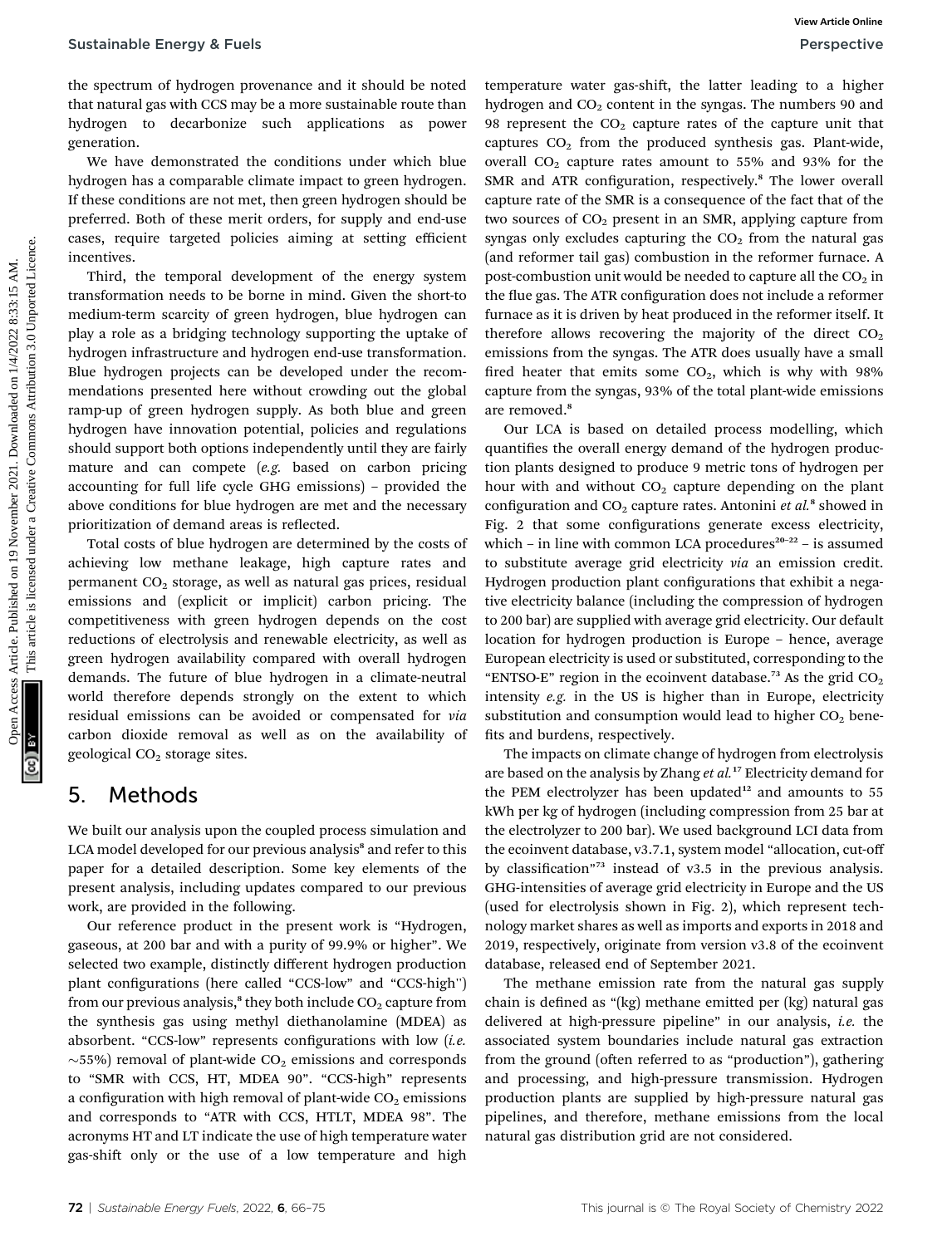the spectrum of hydrogen provenance and it should be noted that natural gas with CCS may be a more sustainable route than hydrogen to decarbonize such applications as power generation.

We have demonstrated the conditions under which blue hydrogen has a comparable climate impact to green hydrogen. If these conditions are not met, then green hydrogen should be preferred. Both of these merit orders, for supply and end-use cases, require targeted policies aiming at setting efficient incentives.

Third, the temporal development of the energy system transformation needs to be borne in mind. Given the short-to medium-term scarcity of green hydrogen, blue hydrogen can play a role as a bridging technology supporting the uptake of hydrogen infrastructure and hydrogen end-use transformation. Blue hydrogen projects can be developed under the recommendations presented here without crowding out the global ramp-up of green hydrogen supply. As both blue and green hydrogen have innovation potential, policies and regulations should support both options independently until they are fairly mature and can compete (*e.g.* based on carbon pricing accounting for full life cycle GHG emissions) – provided the above conditions for blue hydrogen are met and the necessary prioritization of demand areas is reflected.

Total costs of blue hydrogen are determined by the costs of achieving low methane leakage, high capture rates and permanent $CO_2$ storage, as well as natural gas prices, residual emissions and (explicit or implicit) carbon pricing. The competitiveness with green hydrogen depends on the cost reductions of electrolysis and renewable electricity, as well as green hydrogen availability compared with overall hydrogen demands. The future of blue hydrogen in a climate-neutral world therefore depends strongly on the extent to which residual emissions can be avoided or compensated for *via* carbon dioxide removal as well as on the availability of geological $CO_2$ storage sites.

## 5. Methods

We built our analysis upon the coupled process simulation and LCA model developed for our previous analysis[8] and refer to this paper for a detailed description. Some key elements of the present analysis, including updates compared to our previous work, are provided in the following.

Our reference product in the present work is "Hydrogen, gaseous, at 200 bar and with a purity of 99.9% or higher". We selected two example, distinctly different hydrogen production plant configurations (here called "CCS-low" and "CCS-high") from our previous analysis,[8] they both include $CO_2$ capture from the synthesis gas using methyl diethanolamine (MDEA) as absorbent. "CCS-low" represents configurations with low (*i.e.* ~55%) removal of plant-wide $CO_2$ emissions and corresponds to "SMR with CCS, HT, MDEA 90". "CCS-high" represents a configuration with high removal of plant-wide $CO_2$ emissions and corresponds to "ATR with CCS, HTLT, MDEA 98". The acronyms HT and LT indicate the use of high temperature water gas-shift only or the use of a low temperature and high temperature water gas-shift, the latter leading to a higher hydrogen and $CO_2$ content in the syngas. The numbers 90 and 98 represent the $CO_2$ capture rates of the capture unit that captures $CO_2$ from the produced synthesis gas. Plant-wide, overall $CO_2$ capture rates amount to 55% and 93% for the SMR and ATR configuration, respectively.[8] The lower overall capture rate of the SMR is a consequence of the fact that of the two sources of $CO_2$ present in an SMR, applying capture from syngas only excludes capturing the $CO_2$ from the natural gas (and reformer tail gas) combustion in the reformer furnace. A post-combustion unit would be needed to capture all the $CO_2$ in the flue gas. The ATR configuration does not include a reformer furnace as it is driven by heat produced in the reformer itself. It therefore allows recovering the majority of the direct $CO_2$ emissions from the syngas. The ATR does usually have a small fired heater that emits some $CO_2$, which is why with 98% capture from the syngas, 93% of the total plant-wide emissions are removed.[8]

Our LCA is based on detailed process modelling, which quantifies the overall energy demand of the hydrogen production plants designed to produce 9 metric tons of hydrogen per hour with and without $CO_2$ capture depending on the plant configuration and $CO_2$ capture rates. Antonini *et al.*[8] showed in Fig. 2 that some configurations generate excess electricity, which – in line with common LCA procedures[20–22] – is assumed to substitute average grid electricity *via* an emission credit. Hydrogen production plant configurations that exhibit a negative electricity balance (including the compression of hydrogen to 200 bar) are supplied with average grid electricity. Our default location for hydrogen production is Europe – hence, average European electricity is used or substituted, corresponding to the "ENTSO-E" region in the ecoinvent database.[73] As the grid $CO_2$ intensity *e.g.* in the US is higher than in Europe, electricity substitution and consumption would lead to higher $CO_2$ benefits and burdens, respectively.

The impacts on climate change of hydrogen from electrolysis are based on the analysis by Zhang *et al.*[17] Electricity demand for the PEM electrolyzer has been updated[12] and amounts to 55 kWh per kg of hydrogen (including compression from 25 bar at the electrolyzer to 200 bar). We used background LCI data from the ecoinvent database, v3.7.1, system model "allocation, cut-off by classification"[73] instead of v3.5 in the previous analysis. GHG-intensities of average grid electricity in Europe and the US (used for electrolysis shown in Fig. 2), which represent technology market shares as well as imports and exports in 2018 and 2019, respectively, originate from version v3.8 of the ecoinvent database, released end of September 2021.

The methane emission rate from the natural gas supply chain is defined as "(kg) methane emitted per (kg) natural gas delivered at high-pressure pipeline" in our analysis, *i.e.* the associated system boundaries include natural gas extraction from the ground (often referred to as "production"), gathering and processing, and high-pressure transmission. Hydrogen production plants are supplied by high-pressure natural gas pipelines, and therefore, methane emissions from the local natural gas distribution grid are not considered.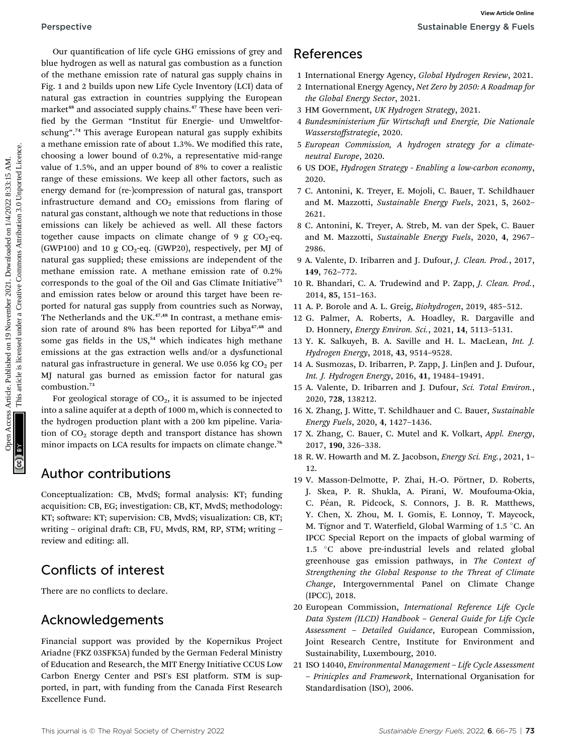Our quantification of life cycle GHG emissions of grey and blue hydrogen as well as natural gas combustion as a function of the methane emission rate of natural gas supply chains in Fig. 1 and 2 builds upon new Life Cycle Inventory (LCI) data of natural gas extraction in countries supplying the European market[48] and associated supply chains.[47] These have been verified by the German "Institut für Energie- und Umweltforschung".[74] This average European natural gas supply exhibits a methane emission rate of about 1.3%. We modified this rate, choosing a lower bound of 0.2%, a representative mid-range value of 1.5%, and an upper bound of 8% to cover a realistic range of these emissions. We keep all other factors, such as energy demand for (re-)compression of natural gas, transport infrastructure demand and $CO_2$ emissions from flaring of natural gas constant, although we note that reductions in those emissions can likely be achieved as well. All these factors together cause impacts on climate change of 9 g $CO_2$-eq. (GWP100) and 10 g $CO_2$-eq. (GWP20), respectively, per MJ of natural gas supplied; these emissions are independent of the methane emission rate. A methane emission rate of 0.2% corresponds to the goal of the Oil and Gas Climate Initiative[75] and emission rates below or around this target have been reported for natural gas supply from countries such as Norway, The Netherlands and the UK.[47,48] In contrast, a methane emission rate of around 8% has been reported for Libya[47,48] and some gas fields in the US,[54] which indicates high methane emissions at the gas extraction wells and/or a dysfunctional natural gas infrastructure in general. We use 0.056 kg $CO_2$ per MJ natural gas burned as emission factor for natural gas combustion.[73]

For geological storage of $CO_2$, it is assumed to be injected into a saline aquifer at a depth of 1000 m, which is connected to the hydrogen production plant with a 200 km pipeline. Variation of $CO_2$ storage depth and transport distance has shown minor impacts on LCA results for impacts on climate change.[76]

## Author contributions

Conceptualization: CB, MvdS; formal analysis: KT; funding acquisition: CB, EG; investigation: CB, KT, MvdS; methodology: KT; software: KT; supervision: CB, MvdS; visualization: CB, KT; writing – original draft: CB, FU, MvdS, RM, RP, STM; writing – review and editing: all.

## Conflicts of interest

There are no conflicts to declare.

## Acknowledgements

Financial support was provided by the Kopernikus Project Ariadne (FKZ 03SFK5A) funded by the German Federal Ministry of Education and Research, the MIT Energy Initiative CCUS Low Carbon Energy Center and PSI's ESI platform. STM is supported, in part, with funding from the Canada First Research Excellence Fund.

## References

1 International Energy Agency, *Global Hydrogen Review*, 2021.
2 International Energy Agency, *Net Zero by 2050: A Roadmap for the Global Energy Sector*, 2021.
3 HM Government, *UK Hydrogen Strategy*, 2021.
4 *Bundesministerium für Wirtschaft und Energie, Die Nationale Wasserstoffstrategie*, 2020.
5 *European Commission, A hydrogen strategy for a climate-neutral Europe*, 2020.
6 *US DOE, Hydrogen Strategy - Enabling a low-carbon economy*, 2020.
7 C. Antonini, K. Treyer, E. Mojoli, C. Bauer, T. Schildhauer and M. Mazzotti, *Sustainable Energy Fuels*, 2021, **5**, 2602–2621.
8 C. Antonini, K. Treyer, A. Streb, M. van der Spek, C. Bauer and M. Mazzotti, *Sustainable Energy Fuels*, 2020, **4**, 2967–2986.
9 A. Valente, D. Iribarren and J. Dufour, *J. Clean. Prod.*, 2017, **149**, 762–772.
10 R. Bhandari, C. A. Trudewind and P. Zapp, *J. Clean. Prod.*, 2014, **85**, 151–163.
11 A. P. Borole and A. L. Greig, *Biohydrogen*, 2019, 485–512.
12 G. Palmer, A. Roberts, A. Hoadley, R. Dargaville and D. Honnery, *Energy Environ. Sci.*, 2021, **14**, 5113–5131.
13 Y. K. Salkuyeh, B. A. Saville and H. L. MacLean, *Int. J. Hydrogen Energy*, 2018, **43**, 9514–9528.
14 A. Susmozas, D. Iribarren, P. Zapp, J. Linβen and J. Dufour, *Int. J. Hydrogen Energy*, 2016, **41**, 19484–19491.
15 A. Valente, D. Iribarren and J. Dufour, *Sci. Total Environ.*, 2020, **728**, 138212.
16 X. Zhang, J. Witte, T. Schildhauer and C. Bauer, *Sustainable Energy Fuels*, 2020, **4**, 1427–1436.
17 X. Zhang, C. Bauer, C. Mutel and K. Volkart, *Appl. Energy*, 2017, **190**, 326–338.
18 R. W. Howarth and M. Z. Jacobson, *Energy Sci. Eng.*, 2021, 1–12.
19 V. Masson-Delmotte, P. Zhai, H.-O. Pörtner, D. Roberts, J. Skea, P. R. Shukla, A. Pirani, W. Moufouma-Okia, C. Péan, R. Pidcock, S. Connors, J. B. R. Matthews, Y. Chen, X. Zhou, M. I. Gomis, E. Lonnoy, T. Maycock, M. Tignor and T. Waterfield, Global Warming of 1.5 °C. An IPCC Special Report on the impacts of global warming of 1.5 °C above pre-industrial levels and related global greenhouse gas emission pathways, in *The Context of Strengthening the Global Response to the Threat of Climate Change*, Intergovernmental Panel on Climate Change (IPCC), 2018.
20 European Commission, *International Reference Life Cycle Data System (ILCD) Handbook – General Guide for Life Cycle Assessment – Detailed Guidance*, European Commission, Joint Research Centre, Institute for Environment and Sustainability, Luxembourg, 2010.
21 ISO 14040, *Environmental Management – Life Cycle Assessment – Prinicples and Framework*, International Organisation for Standardisation (ISO), 2006.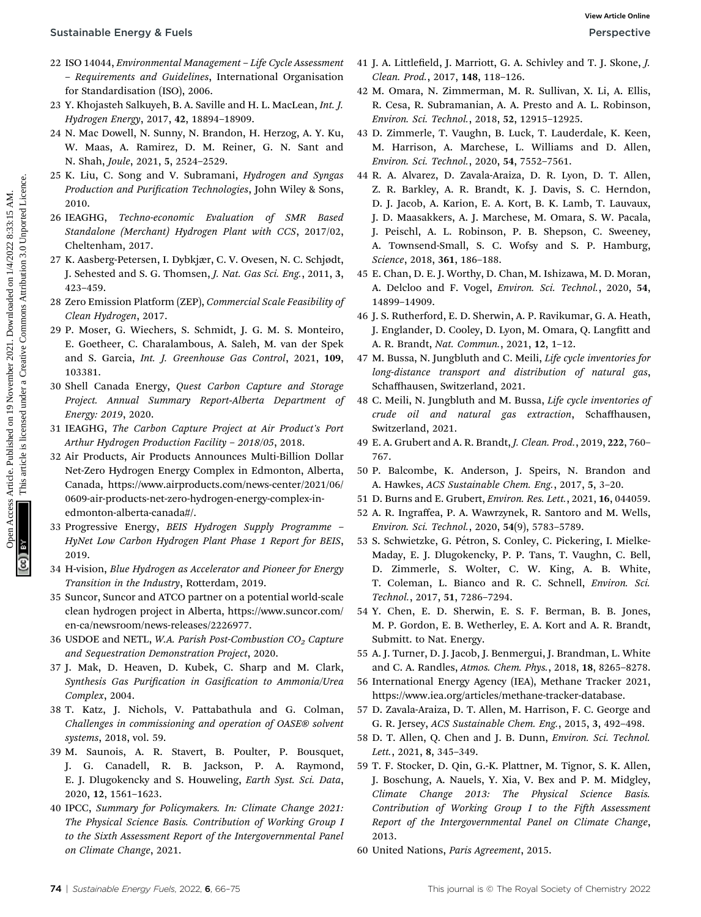22 ISO 14044, *Environmental Management – Life Cycle Assessment – Requirements and Guidelines*, International Organisation for Standardisation (ISO), 2006.

23 Y. Khojasteh Salkuyeh, B. A. Saville and H. L. MacLean, *Int. J. Hydrogen Energy*, 2017, **42**, 18894–18909.

24 N. Mac Dowell, N. Sunny, N. Brandon, H. Herzog, A. Y. Ku, W. Maas, A. Ramirez, D. M. Reiner, G. N. Sant and N. Shah, *Joule*, 2021, **5**, 2524–2529.

25 K. Liu, C. Song and V. Subramani, *Hydrogen and Syngas Production and Purification Technologies*, John Wiley & Sons, 2010.

26 IEAGHG, *Techno-economic Evaluation of SMR Based Standalone (Merchant) Hydrogen Plant with CCS*, 2017/02, Cheltenham, 2017.

27 K. Aasberg-Petersen, I. Dybkjær, C. V. Ovesen, N. C. Schjødt, J. Sehested and S. G. Thomsen, *J. Nat. Gas Sci. Eng.*, 2011, **3**, 423–459.

28 Zero Emission Platform (ZEP), *Commercial Scale Feasibility of Clean Hydrogen*, 2017.

29 P. Moser, G. Wiechers, S. Schmidt, J. G. M. S. Monteiro, E. Goetheer, C. Charalambous, A. Saleh, M. van der Spek and S. Garcia, *Int. J. Greenhouse Gas Control*, 2021, **109**, 103381.

30 Shell Canada Energy, *Quest Carbon Capture and Storage Project. Annual Summary Report-Alberta Department of Energy: 2019*, 2020.

31 IEAGHG, *The Carbon Capture Project at Air Product's Port Arthur Hydrogen Production Facility – 2018/05*, 2018.

32 Air Products, Air Products Announces Multi-Billion Dollar Net-Zero Hydrogen Energy Complex in Edmonton, Alberta, Canada, https://www.airproducts.com/news-center/2021/06/0609-air-products-net-zero-hydrogen-energy-complex-in-edmonton-alberta-canada#/.

33 Progressive Energy, *BEIS Hydrogen Supply Programme – HyNet Low Carbon Hydrogen Plant Phase 1 Report for BEIS*, 2019.

34 H-vision, *Blue Hydrogen as Accelerator and Pioneer for Energy Transition in the Industry*, Rotterdam, 2019.

35 Suncor, Suncor and ATCO partner on a potential world-scale clean hydrogen project in Alberta, https://www.suncor.com/en-ca/newsroom/news-releases/2226977.

36 USDOE and NETL, *W.A. Parish Post-Combustion $CO_2$ Capture and Sequestration Demonstration Project*, 2020.

37 J. Mak, D. Heaven, D. Kubek, C. Sharp and M. Clark, *Synthesis Gas Purification in Gasification to Ammonia/Urea Complex*, 2004.

38 T. Katz, J. Nichols, V. Pattabathula and G. Colman, *Challenges in commissioning and operation of OASE® solvent systems*, 2018, vol. 59.

39 M. Saunois, A. R. Stavert, B. Poulter, P. Bousquet, J. G. Canadell, R. B. Jackson, P. A. Raymond, E. J. Dlugokencky and S. Houweling, *Earth Syst. Sci. Data*, 2020, **12**, 1561–1623.

40 IPCC, *Summary for Policymakers. In: Climate Change 2021: The Physical Science Basis. Contribution of Working Group I to the Sixth Assessment Report of the Intergovernmental Panel on Climate Change*, 2021.

41 J. A. Littlefield, J. Marriott, G. A. Schivley and T. J. Skone, *J. Clean. Prod.*, 2017, **148**, 118–126.

42 M. Omara, N. Zimmerman, M. R. Sullivan, X. Li, A. Ellis, R. Cesa, R. Subramanian, A. A. Presto and A. L. Robinson, *Environ. Sci. Technol.*, 2018, **52**, 12915–12925.

43 D. Zimmerle, T. Vaughn, B. Luck, T. Lauderdale, K. Keen, M. Harrison, A. Marchese, L. Williams and D. Allen, *Environ. Sci. Technol.*, 2020, **54**, 7552–7561.

44 R. A. Alvarez, D. Zavala-Araiza, D. R. Lyon, D. T. Allen, Z. R. Barkley, A. R. Brandt, K. J. Davis, S. C. Herndon, D. J. Jacob, A. Karion, E. A. Kort, B. K. Lamb, T. Lauvaux, J. D. Maasakkers, A. J. Marchese, M. Omara, S. W. Pacala, J. Peischl, A. L. Robinson, P. B. Shepson, C. Sweeney, A. Townsend-Small, S. C. Wofsy and S. P. Hamburg, *Science*, 2018, **361**, 186–188.

45 E. Chan, D. E. J. Worthy, D. Chan, M. Ishizawa, M. D. Moran, A. Delcloo and F. Vogel, *Environ. Sci. Technol.*, 2020, **54**, 14899–14909.

46 J. S. Rutherford, E. D. Sherwin, A. P. Ravikumar, G. A. Heath, J. Englander, D. Cooley, D. Lyon, M. Omara, Q. Langfitt and A. R. Brandt, *Nat. Commun.*, 2021, **12**, 1–12.

47 M. Bussa, N. Jungbluth and C. Meili, *Life cycle inventories for long-distance transport and distribution of natural gas*, Schaffhausen, Switzerland, 2021.

48 C. Meili, N. Jungbluth and M. Bussa, *Life cycle inventories of crude oil and natural gas extraction*, Schaffhausen, Switzerland, 2021.

49 E. A. Grubert and A. R. Brandt, *J. Clean. Prod.*, 2019, **222**, 760–767.

50 P. Balcombe, K. Anderson, J. Speirs, N. Brandon and A. Hawkes, *ACS Sustainable Chem. Eng.*, 2017, **5**, 3–20.

51 D. Burns and E. Grubert, *Environ. Res. Lett.*, 2021, **16**, 044059.

52 A. R. Ingraffea, P. A. Wawrzynek, R. Santoro and M. Wells, *Environ. Sci. Technol.*, 2020, **54**(9), 5783–5789.

53 S. Schwietzke, G. Pétron, S. Conley, C. Pickering, I. Mielke-Maday, E. J. Dlugokencky, P. P. Tans, T. Vaughn, C. Bell, D. Zimmerle, S. Wolter, C. W. King, A. B. White, T. Coleman, L. Bianco and R. C. Schnell, *Environ. Sci. Technol.*, 2017, **51**, 7286–7294.

54 Y. Chen, E. D. Sherwin, E. S. F. Berman, B. B. Jones, M. P. Gordon, E. B. Wetherley, E. A. Kort and A. R. Brandt, Submitt. to Nat. Energy.

55 A. J. Turner, D. J. Jacob, J. Benmergui, J. Brandman, L. White and C. A. Randles, *Atmos. Chem. Phys.*, 2018, **18**, 8265–8278.

56 International Energy Agency (IEA), Methane Tracker 2021, https://www.iea.org/articles/methane-tracker-database.

57 D. Zavala-Araiza, D. T. Allen, M. Harrison, F. C. George and G. R. Jersey, *ACS Sustainable Chem. Eng.*, 2015, **3**, 492–498.

58 D. T. Allen, Q. Chen and J. B. Dunn, *Environ. Sci. Technol. Lett.*, 2021, **8**, 345–349.

59 T. F. Stocker, D. Qin, G.-K. Plattner, M. Tignor, S. K. Allen, J. Boschung, A. Nauels, Y. Xia, V. Bex and P. M. Midgley, *Climate Change 2013: The Physical Science Basis. Contribution of Working Group I to the Fifth Assessment Report of the Intergovernmental Panel on Climate Change*, 2013.

60 United Nations, *Paris Agreement*, 2015.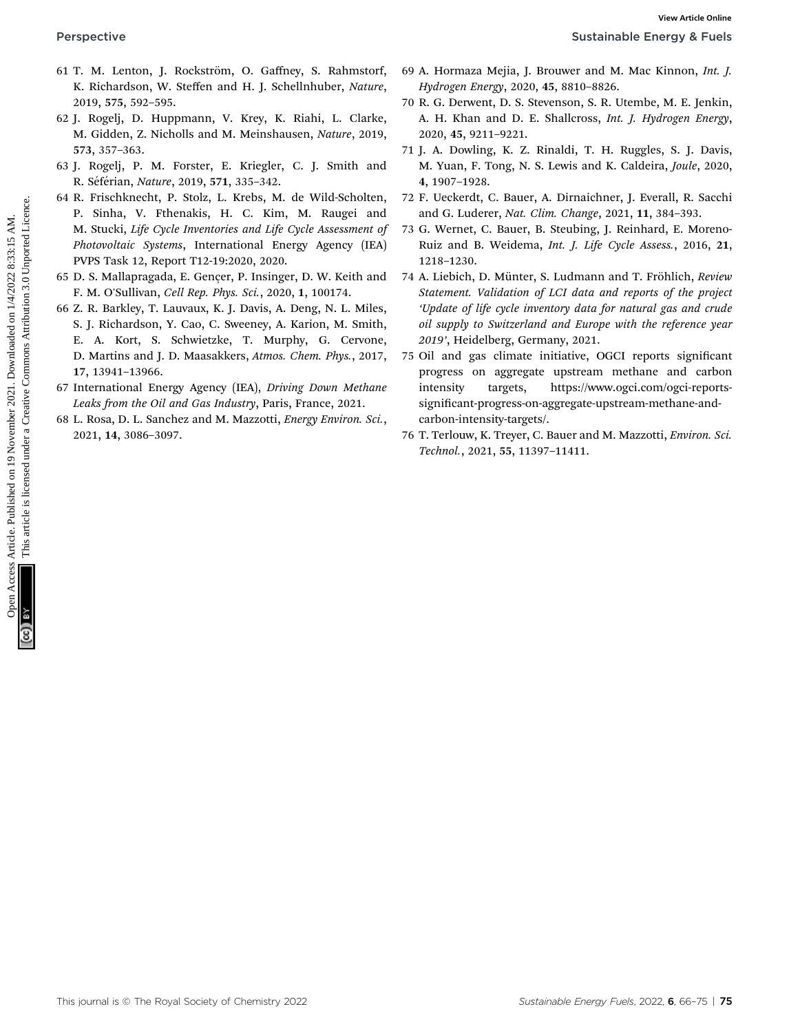61 T. M. Lenton, J. Rockström, O. Gaffney, S. Rahmstorf, K. Richardson, W. Steffen and H. J. Schellnhuber, *Nature*, 2019, **575**, 592–595.

62 J. Rogelj, D. Huppmann, V. Krey, K. Riahi, L. Clarke, M. Gidden, Z. Nicholls and M. Meinshausen, *Nature*, 2019, **573**, 357–363.

63 J. Rogelj, P. M. Forster, E. Kriegler, C. J. Smith and R. Séférian, *Nature*, 2019, **571**, 335–342.

64 R. Frischknecht, P. Stolz, L. Krebs, M. de Wild-Scholten, P. Sinha, V. Fthenakis, H. C. Kim, M. Raugei and M. Stucki, *Life Cycle Inventories and Life Cycle Assessment of Photovoltaic Systems*, International Energy Agency (IEA) PVPS Task 12, Report T12-19:2020, 2020.

65 D. S. Mallapragada, E. Gençer, P. Insinger, D. W. Keith and F. M. O'Sullivan, *Cell Rep. Phys. Sci.*, 2020, **1**, 100174.

66 Z. R. Barkley, T. Lauvaux, K. J. Davis, A. Deng, N. L. Miles, S. J. Richardson, Y. Cao, C. Sweeney, A. Karion, M. Smith, E. A. Kort, S. Schwietzke, T. Murphy, G. Cervone, D. Martins and J. D. Maasakkers, *Atmos. Chem. Phys.*, 2017, **17**, 13941–13966.

67 International Energy Agency (IEA), *Driving Down Methane Leaks from the Oil and Gas Industry*, Paris, France, 2021.

68 L. Rosa, D. L. Sanchez and M. Mazzotti, *Energy Environ. Sci.*, 2021, **14**, 3086–3097.

69 A. Hormaza Mejia, J. Brouwer and M. Mac Kinnon, *Int. J. Hydrogen Energy*, 2020, **45**, 8810–8826.

70 R. G. Derwent, D. S. Stevenson, S. R. Utembe, M. E. Jenkin, A. H. Khan and D. E. Shallcross, *Int. J. Hydrogen Energy*, 2020, **45**, 9211–9221.

71 J. A. Dowling, K. Z. Rinaldi, T. H. Ruggles, S. J. Davis, M. Yuan, F. Tong, N. S. Lewis and K. Caldeira, *Joule*, 2020, **4**, 1907–1928.

72 F. Ueckerdt, C. Bauer, A. Dirnaichner, J. Everall, R. Sacchi and G. Luderer, *Nat. Clim. Change*, 2021, **11**, 384–393.

73 G. Wernet, C. Bauer, B. Steubing, J. Reinhard, E. Moreno-Ruiz and B. Weidema, *Int. J. Life Cycle Assess.*, 2016, **21**, 1218–1230.

74 A. Liebich, D. Münter, S. Ludmann and T. Fröhlich, *Review Statement. Validation of LCI data and reports of the project 'Update of life cycle inventory data for natural gas and crude oil supply to Switzerland and Europe with the reference year 2019'*, Heidelberg, Germany, 2021.

75 Oil and gas climate initiative, OGCI reports significant progress on aggregate upstream methane and carbon intensity targets, https://www.ogci.com/ogci-reports-significant-progress-on-aggregate-upstream-methane-and-carbon-intensity-targets/.

76 T. Terlouw, K. Treyer, C. Bauer and M. Mazzotti, *Environ. Sci. Technol.*, 2021, **55**, 11397–11411.